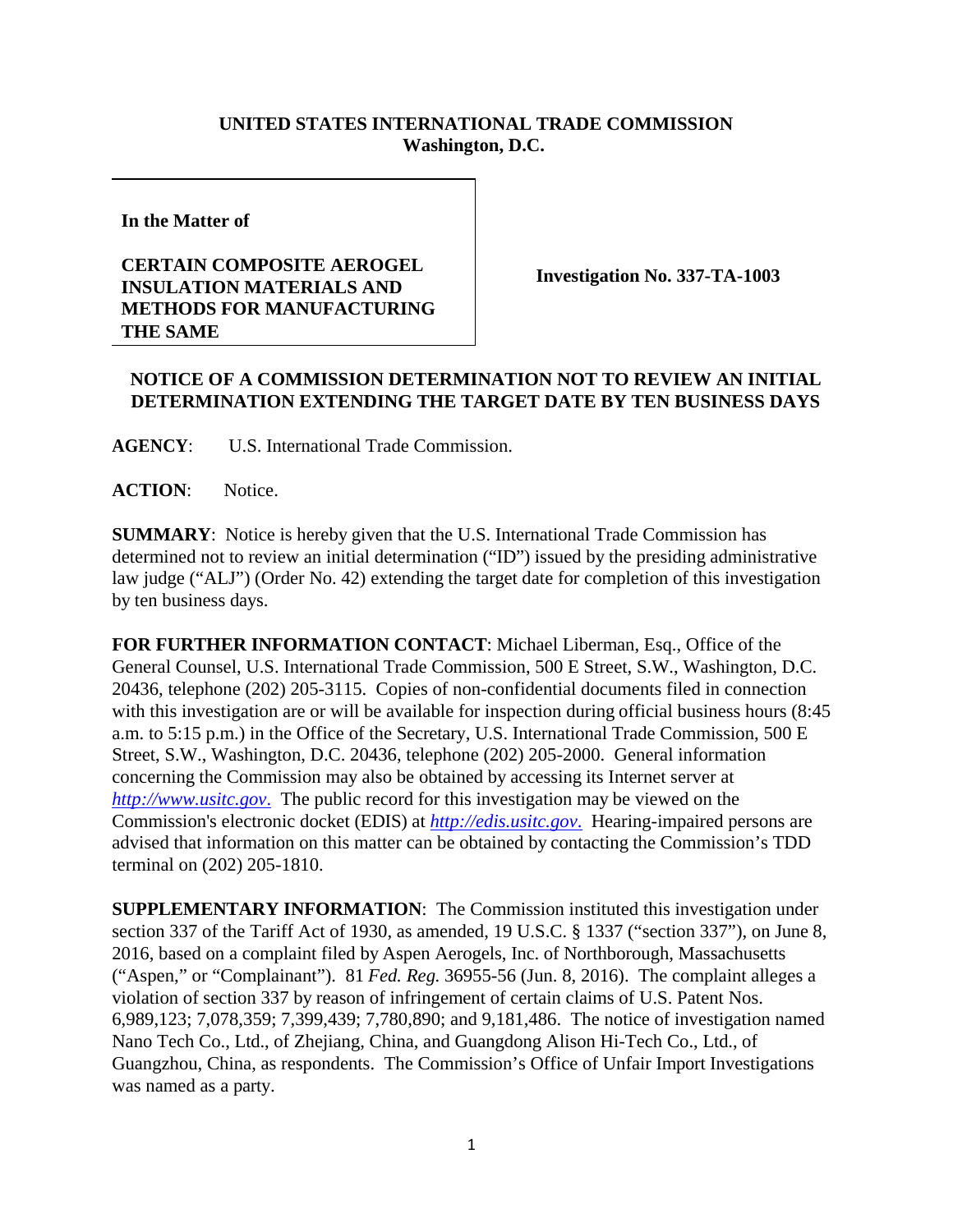**UNITED STATES INTERNATIONAL TRADE COMMISSION**
**Washington, D.C.**

| **In the Matter of** <br><br> **CERTAIN COMPOSITE AEROGEL INSULATION MATERIALS AND METHODS FOR MANUFACTURING THE SAME** | **Investigation No. 337-TA-1003** |
|---|---|

## NOTICE OF A COMMISSION DETERMINATION NOT TO REVIEW AN INITIAL DETERMINATION EXTENDING THE TARGET DATE BY TEN BUSINESS DAYS

**AGENCY**: U.S. International Trade Commission.

**ACTION**: Notice.

**SUMMARY**: Notice is hereby given that the U.S. International Trade Commission has determined not to review an initial determination ("ID") issued by the presiding administrative law judge ("ALJ") (Order No. 42) extending the target date for completion of this investigation by ten business days.

**FOR FURTHER INFORMATION CONTACT**: Michael Liberman, Esq., Office of the General Counsel, U.S. International Trade Commission, 500 E Street, S.W., Washington, D.C. 20436, telephone (202) 205-3115. Copies of non-confidential documents filed in connection with this investigation are or will be available for inspection during official business hours (8:45 a.m. to 5:15 p.m.) in the Office of the Secretary, U.S. International Trade Commission, 500 E Street, S.W., Washington, D.C. 20436, telephone (202) 205-2000. General information concerning the Commission may also be obtained by accessing its Internet server at *http://www.usitc.gov*. The public record for this investigation may be viewed on the Commission's electronic docket (EDIS) at *http://edis.usitc.gov*. Hearing-impaired persons are advised that information on this matter can be obtained by contacting the Commission's TDD terminal on (202) 205-1810.

**SUPPLEMENTARY INFORMATION**: The Commission instituted this investigation under section 337 of the Tariff Act of 1930, as amended, 19 U.S.C. § 1337 ("section 337"), on June 8, 2016, based on a complaint filed by Aspen Aerogels, Inc. of Northborough, Massachusetts ("Aspen," or "Complainant"). 81 *Fed. Reg.* 36955-56 (Jun. 8, 2016). The complaint alleges a violation of section 337 by reason of infringement of certain claims of U.S. Patent Nos. 6,989,123; 7,078,359; 7,399,439; 7,780,890; and 9,181,486. The notice of investigation named Nano Tech Co., Ltd., of Zhejiang, China, and Guangdong Alison Hi-Tech Co., Ltd., of Guangzhou, China, as respondents. The Commission's Office of Unfair Import Investigations was named as a party.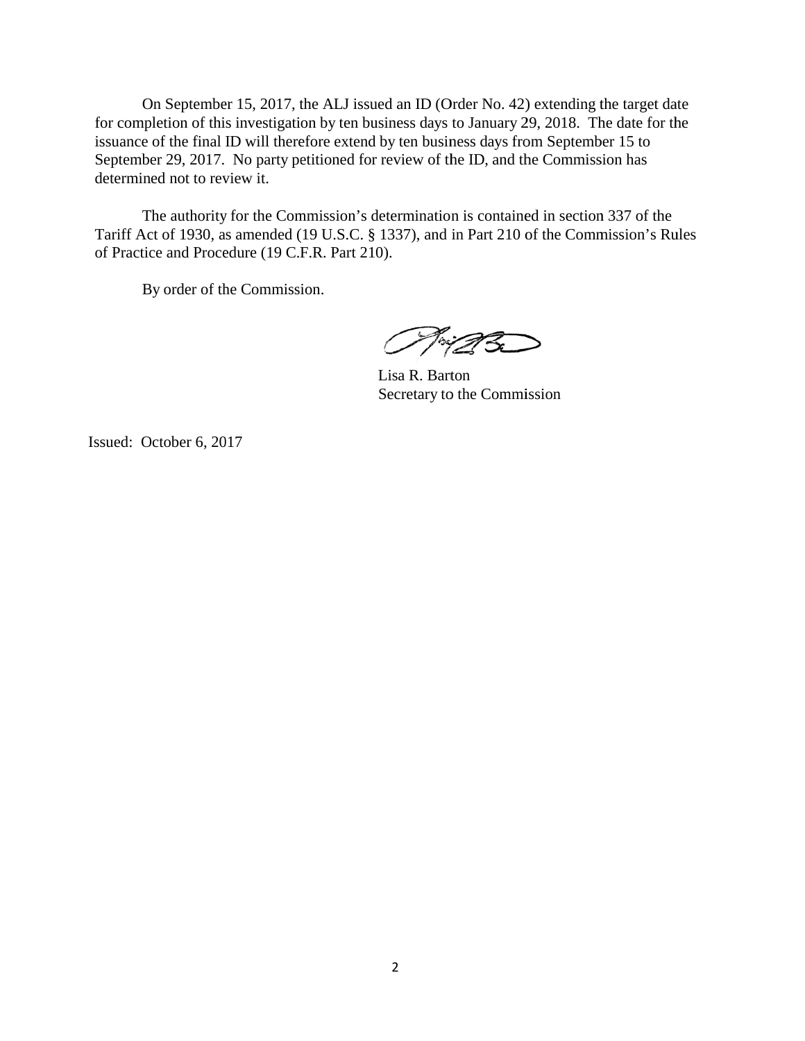On September 15, 2017, the ALJ issued an ID (Order No. 42) extending the target date for completion of this investigation by ten business days to January 29, 2018. The date for the issuance of the final ID will therefore extend by ten business days from September 15 to September 29, 2017. No party petitioned for review of the ID, and the Commission has determined not to review it.

The authority for the Commission's determination is contained in section 337 of the Tariff Act of 1930, as amended (19 U.S.C. § 1337), and in Part 210 of the Commission's Rules of Practice and Procedure (19 C.F.R. Part 210).

By order of the Commission.

Lisa R. Barton
Secretary to the Commission

Issued: October 6, 2017